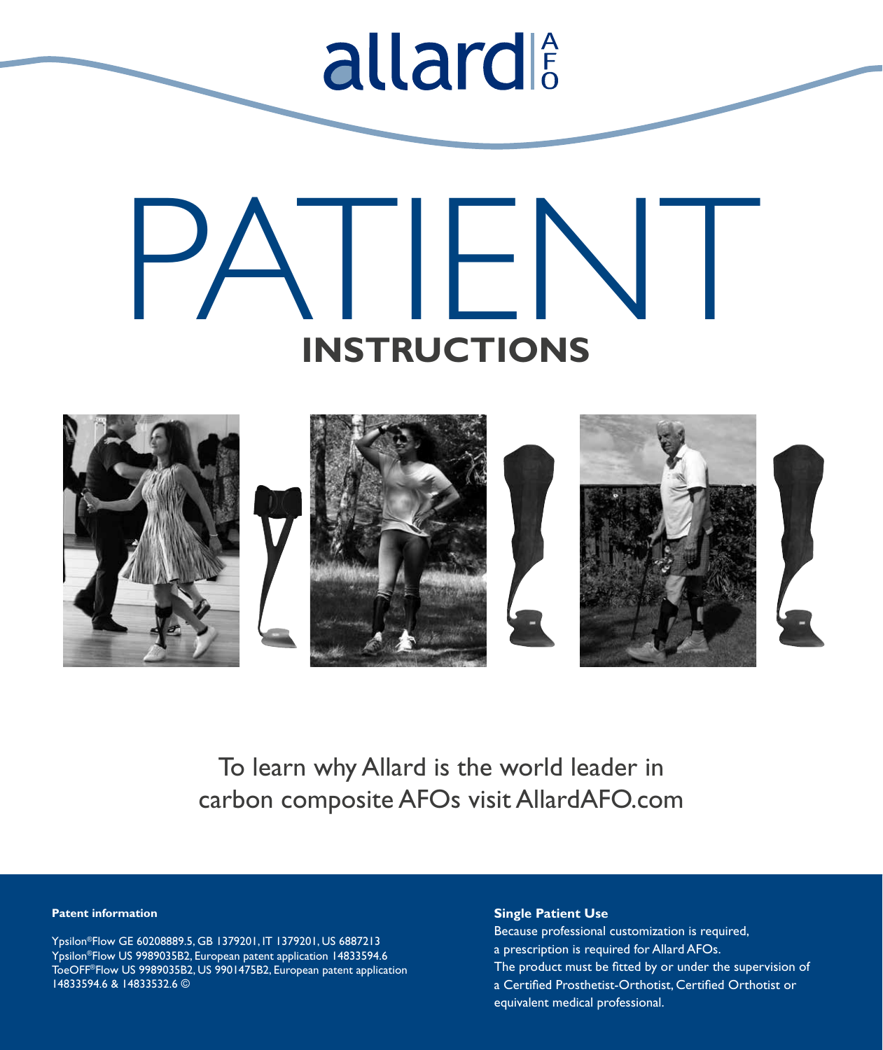allard AFO

# PATIENT

## INSTRUCTIONS

To learn why Allard is the world leader in carbon composite AFOs visit AllardAFO.com

**Patent information**

Ypsilon®Flow GE 60208889.5, GB 1379201, IT 1379201, US 6887213
Ypsilon®Flow US 9989035B2, European patent application 14833594.6
ToeOFF®Flow US 9989035B2, US 9901475B2, European patent application 14833594.6 & 14833532.6 ©

**Single Patient Use**

Because professional customization is required, a prescription is required for Allard AFOs.
The product must be fitted by or under the supervision of a Certified Prosthetist-Orthotist, Certified Orthotist or equivalent medical professional.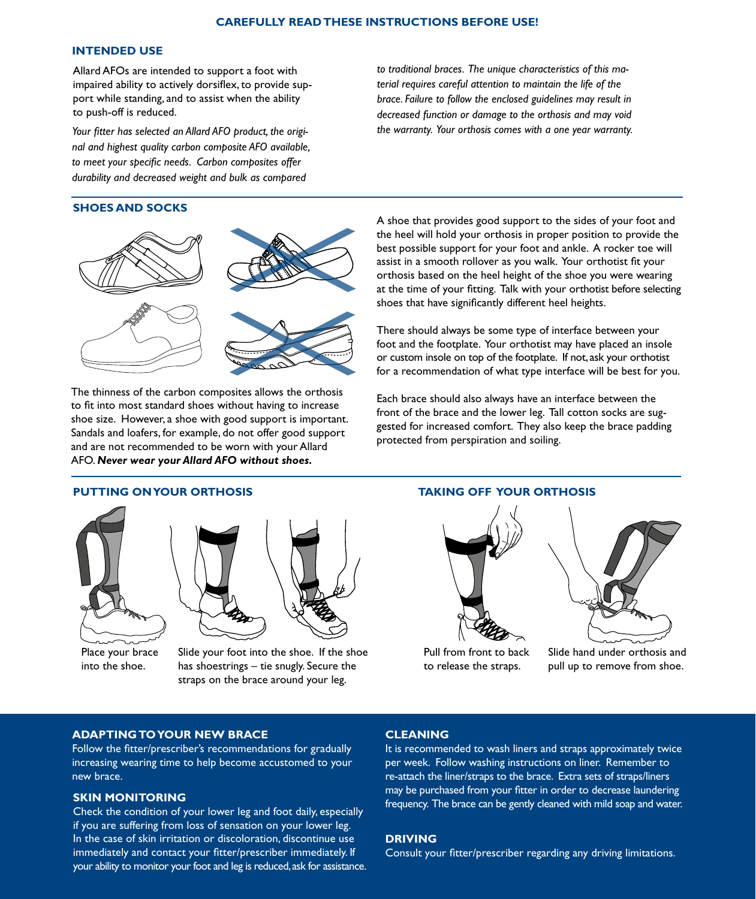**CAREFULLY READ THESE INSTRUCTIONS BEFORE USE!**

## INTENDED USE

Allard AFOs are intended to support a foot with impaired ability to actively dorsiflex, to provide support while standing, and to assist when the ability to push-off is reduced.

*Your fitter has selected an Allard AFO product, the original and highest quality carbon composite AFO available, to meet your specific needs. Carbon composites offer durability and decreased weight and bulk as compared to traditional braces. The unique characteristics of this material requires careful attention to maintain the life of the brace. Failure to follow the enclosed guidelines may result in decreased function or damage to the orthosis and may void the warranty. Your orthosis comes with a one year warranty.*

## SHOES AND SOCKS

The thinness of the carbon composites allows the orthosis to fit into most standard shoes without having to increase shoe size. However, a shoe with good support is important. Sandals and loafers, for example, do not offer good support and are not recommended to be worn with your Allard AFO. ***Never wear your Allard AFO without shoes.***

A shoe that provides good support to the sides of your foot and the heel will hold your orthosis in proper position to provide the best possible support for your foot and ankle. A rocker toe will assist in a smooth rollover as you walk. Your orthotist fit your orthosis based on the heel height of the shoe you were wearing at the time of your fitting. Talk with your orthotist before selecting shoes that have significantly different heel heights.

There should always be some type of interface between your foot and the footplate. Your orthotist may have placed an insole or custom insole on top of the footplate. If not, ask your orthotist for a recommendation of what type interface will be best for you.

Each brace should also always have an interface between the front of the brace and the lower leg. Tall cotton socks are suggested for increased comfort. They also keep the brace padding protected from perspiration and soiling.

## PUTTING ON YOUR ORTHOSIS

Place your brace into the shoe.

Slide your foot into the shoe. If the shoe has shoestrings – tie snugly. Secure the straps on the brace around your leg.

## TAKING OFF YOUR ORTHOSIS

Pull from front to back to release the straps.

Slide hand under orthosis and pull up to remove from shoe.

## ADAPTING TO YOUR NEW BRACE

Follow the fitter/prescriber's recommendations for gradually increasing wearing time to help become accustomed to your new brace.

## SKIN MONITORING

Check the condition of your lower leg and foot daily, especially if you are suffering from loss of sensation on your lower leg. In the case of skin irritation or discoloration, discontinue use immediately and contact your fitter/prescriber immediately. If your ability to monitor your foot and leg is reduced, ask for assistance.

## CLEANING

It is recommended to wash liners and straps approximately twice per week. Follow washing instructions on liner. Remember to re-attach the liner/straps to the brace. Extra sets of straps/liners may be purchased from your fitter in order to decrease laundering frequency. The brace can be gently cleaned with mild soap and water.

## DRIVING

Consult your fitter/prescriber regarding any driving limitations.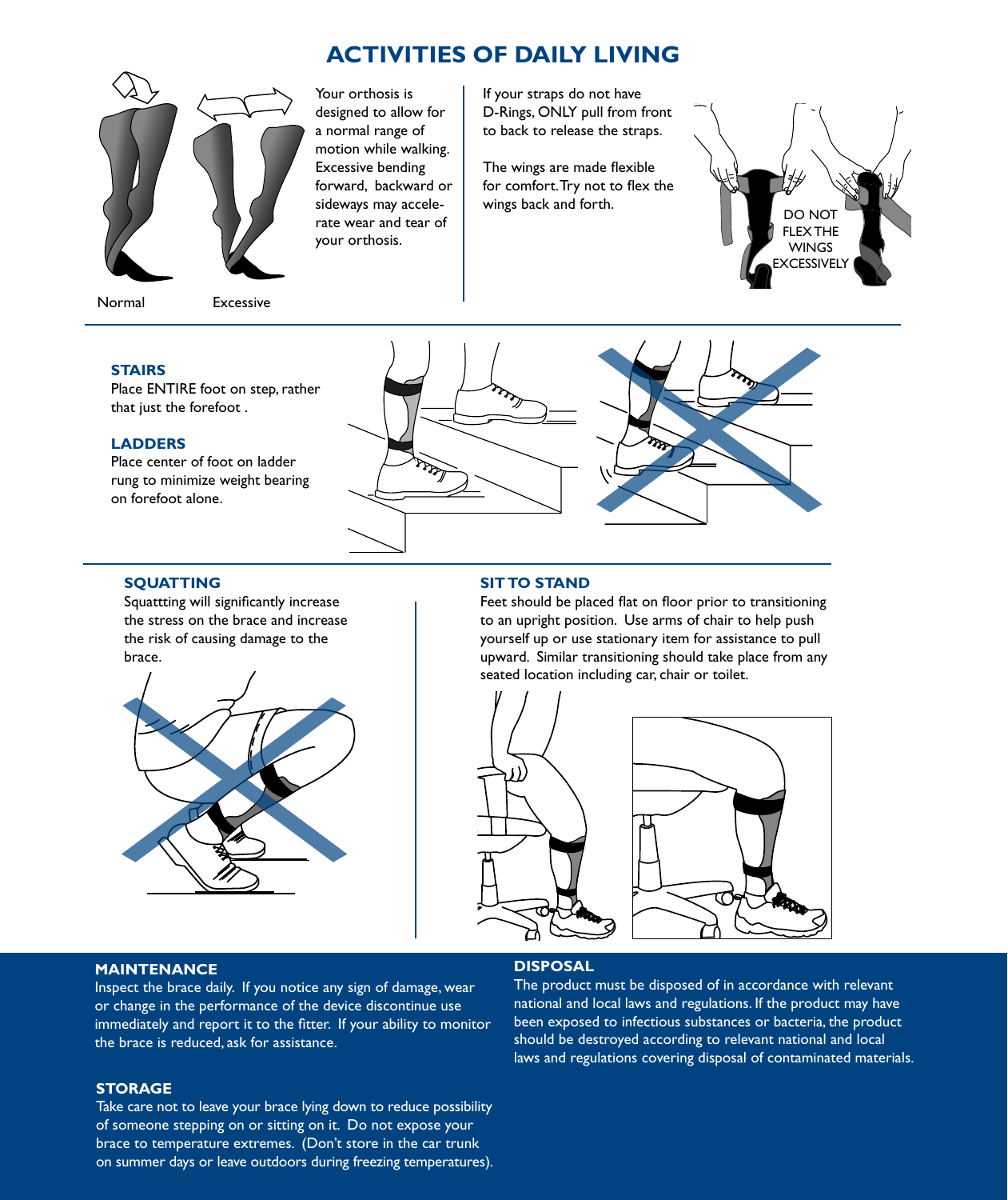# ACTIVITIES OF DAILY LIVING

Normal Excessive

Your orthosis is designed to allow for a normal range of motion while walking. Excessive bending forward, backward or sideways may accelerate wear and tear of your orthosis.

If your straps do not have D-Rings, ONLY pull from front to back to release the straps.

The wings are made flexible for comfort. Try not to flex the wings back and forth.

DO NOT FLEX THE WINGS EXCESSIVELY

### STAIRS

Place ENTIRE foot on step, rather that just the forefoot .

### LADDERS

Place center of foot on ladder rung to minimize weight bearing on forefoot alone.

### SQUATTING

Squattting will significantly increase the stress on the brace and increase the risk of causing damage to the brace.

### SIT TO STAND

Feet should be placed flat on floor prior to transitioning to an upright position. Use arms of chair to help push yourself up or use stationary item for assistance to pull upward. Similar transitioning should take place from any seated location including car, chair or toilet.

### MAINTENANCE

Inspect the brace daily. If you notice any sign of damage, wear or change in the performance of the device discontinue use immediately and report it to the fitter. If your ability to monitor the brace is reduced, ask for assistance.

### STORAGE

Take care not to leave your brace lying down to reduce possibility of someone stepping on or sitting on it. Do not expose your brace to temperature extremes. (Don't store in the car trunk on summer days or leave outdoors during freezing temperatures).

### DISPOSAL

The product must be disposed of in accordance with relevant national and local laws and regulations. If the product may have been exposed to infectious substances or bacteria, the product should be destroyed according to relevant national and local laws and regulations covering disposal of contaminated materials.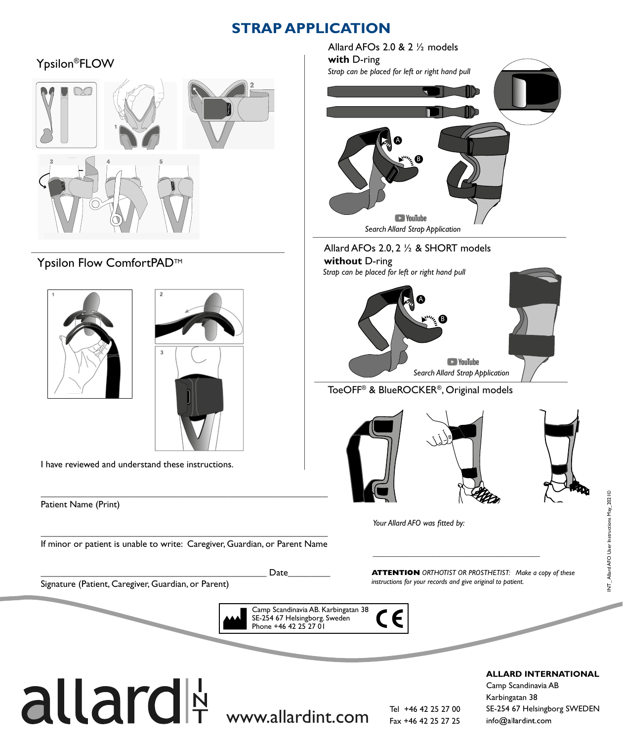# STRAP APPLICATION

## Ypsilon®FLOW

1
2
3
4
5

## Ypsilon Flow ComfortPAD™

1
2
3

I have reviewed and understand these instructions.

_______________________________________________

Patient Name (Print)

_______________________________________________

If minor or patient is unable to write: Caregiver, Guardian, or Parent Name

_______________________________________ Date_________

Signature (Patient, Caregiver, Guardian, or Parent)

## Allard AFOs 2.0 & 2 ½ models **with** D-ring

*Strap can be placed for left or right hand pull*

A
B

YouTube

*Search Allard Strap Application*

## Allard AFOs 2.0, 2 ½ & SHORT models **without** D-ring

*Strap can be placed for left or right hand pull*

A
B

YouTube

*Search Allard Strap Application*

## ToeOFF® & BlueROCKER®, Original models

*Your Allard AFO was fitted by:*

_______________________________

**ATTENTION** *ORTHOTIST OR PROSTHETIST: Make a copy of these instructions for your records and give original to patient.*

INT_Allard AFO User Instructions May_2021©

Camp Scandinavia AB. Karbingatan 38
SE-254 67 Helsingborg. Sweden
Phone +46 42 25 27 01

CE

allard INT

www.allardint.com

Tel +46 42 25 27 00
Fax +46 42 25 27 25

**ALLARD INTERNATIONAL**
Camp Scandinavia AB
Karbingatan 38
SE-254 67 Helsingborg SWEDEN
info@allardint.com